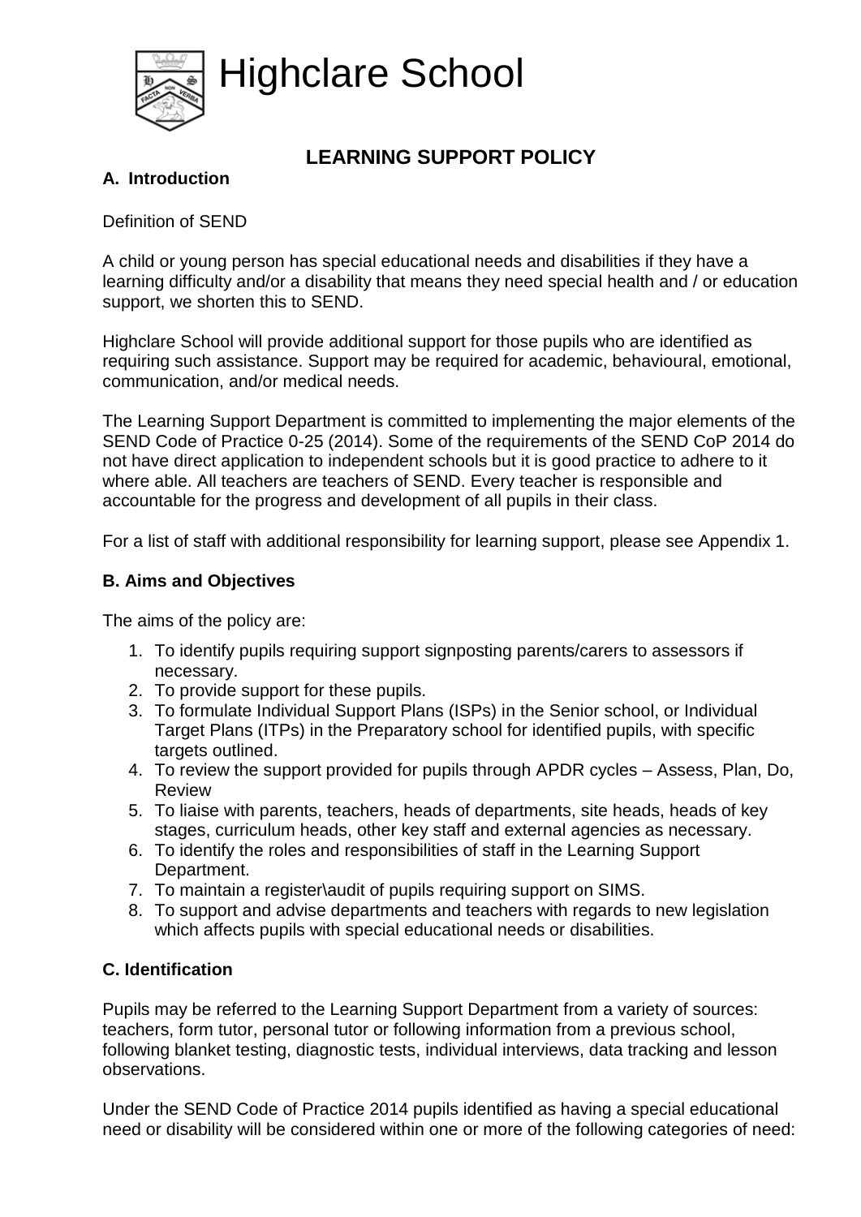# Highclare School

## LEARNING SUPPORT POLICY

### A. Introduction

Definition of SEND

A child or young person has special educational needs and disabilities if they have a learning difficulty and/or a disability that means they need special health and / or education support, we shorten this to SEND.

Highclare School will provide additional support for those pupils who are identified as requiring such assistance. Support may be required for academic, behavioural, emotional, communication, and/or medical needs.

The Learning Support Department is committed to implementing the major elements of the SEND Code of Practice 0-25 (2014). Some of the requirements of the SEND CoP 2014 do not have direct application to independent schools but it is good practice to adhere to it where able. All teachers are teachers of SEND. Every teacher is responsible and accountable for the progress and development of all pupils in their class.

For a list of staff with additional responsibility for learning support, please see Appendix 1.

### B. Aims and Objectives

The aims of the policy are:

1. To identify pupils requiring support signposting parents/carers to assessors if necessary.
2. To provide support for these pupils.
3. To formulate Individual Support Plans (ISPs) in the Senior school, or Individual Target Plans (ITPs) in the Preparatory school for identified pupils, with specific targets outlined.
4. To review the support provided for pupils through APDR cycles – Assess, Plan, Do, Review
5. To liaise with parents, teachers, heads of departments, site heads, heads of key stages, curriculum heads, other key staff and external agencies as necessary.
6. To identify the roles and responsibilities of staff in the Learning Support Department.
7. To maintain a register\audit of pupils requiring support on SIMS.
8. To support and advise departments and teachers with regards to new legislation which affects pupils with special educational needs or disabilities.

### C. Identification

Pupils may be referred to the Learning Support Department from a variety of sources: teachers, form tutor, personal tutor or following information from a previous school, following blanket testing, diagnostic tests, individual interviews, data tracking and lesson observations.

Under the SEND Code of Practice 2014 pupils identified as having a special educational need or disability will be considered within one or more of the following categories of need: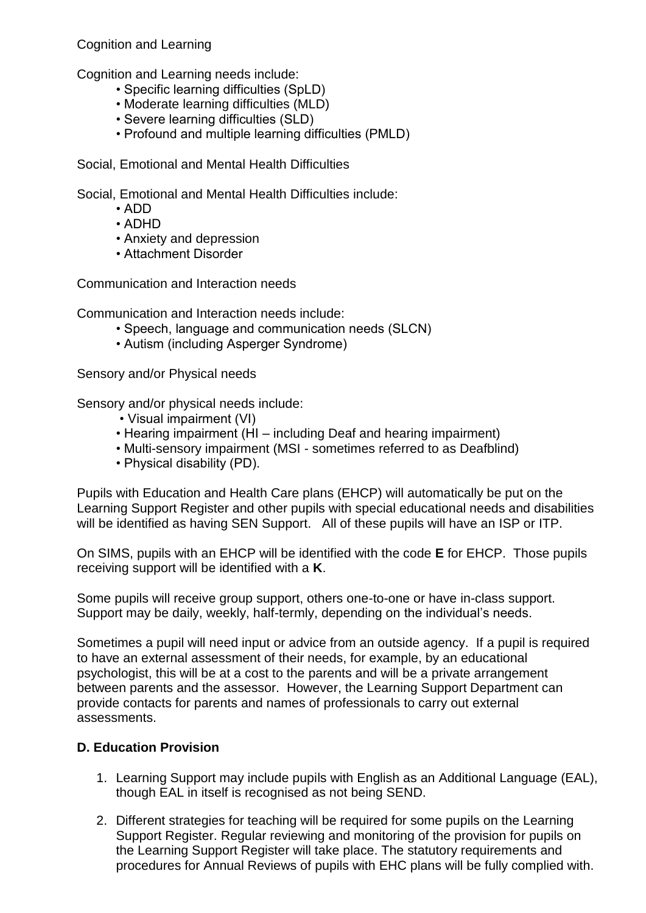Cognition and Learning

Cognition and Learning needs include:

- Specific learning difficulties (SpLD)
- Moderate learning difficulties (MLD)
- Severe learning difficulties (SLD)
- Profound and multiple learning difficulties (PMLD)

Social, Emotional and Mental Health Difficulties

Social, Emotional and Mental Health Difficulties include:

- ADD
- ADHD
- Anxiety and depression
- Attachment Disorder

Communication and Interaction needs

Communication and Interaction needs include:

- Speech, language and communication needs (SLCN)
- Autism (including Asperger Syndrome)

Sensory and/or Physical needs

Sensory and/or physical needs include:

- Visual impairment (VI)
- Hearing impairment (HI – including Deaf and hearing impairment)
- Multi-sensory impairment (MSI - sometimes referred to as Deafblind)
- Physical disability (PD).

Pupils with Education and Health Care plans (EHCP) will automatically be put on the Learning Support Register and other pupils with special educational needs and disabilities will be identified as having SEN Support. All of these pupils will have an ISP or ITP.

On SIMS, pupils with an EHCP will be identified with the code **E** for EHCP. Those pupils receiving support will be identified with a **K**.

Some pupils will receive group support, others one-to-one or have in-class support. Support may be daily, weekly, half-termly, depending on the individual's needs.

Sometimes a pupil will need input or advice from an outside agency. If a pupil is required to have an external assessment of their needs, for example, by an educational psychologist, this will be at a cost to the parents and will be a private arrangement between parents and the assessor. However, the Learning Support Department can provide contacts for parents and names of professionals to carry out external assessments.

### D. Education Provision

1. Learning Support may include pupils with English as an Additional Language (EAL), though EAL in itself is recognised as not being SEND.
2. Different strategies for teaching will be required for some pupils on the Learning Support Register. Regular reviewing and monitoring of the provision for pupils on the Learning Support Register will take place. The statutory requirements and procedures for Annual Reviews of pupils with EHC plans will be fully complied with.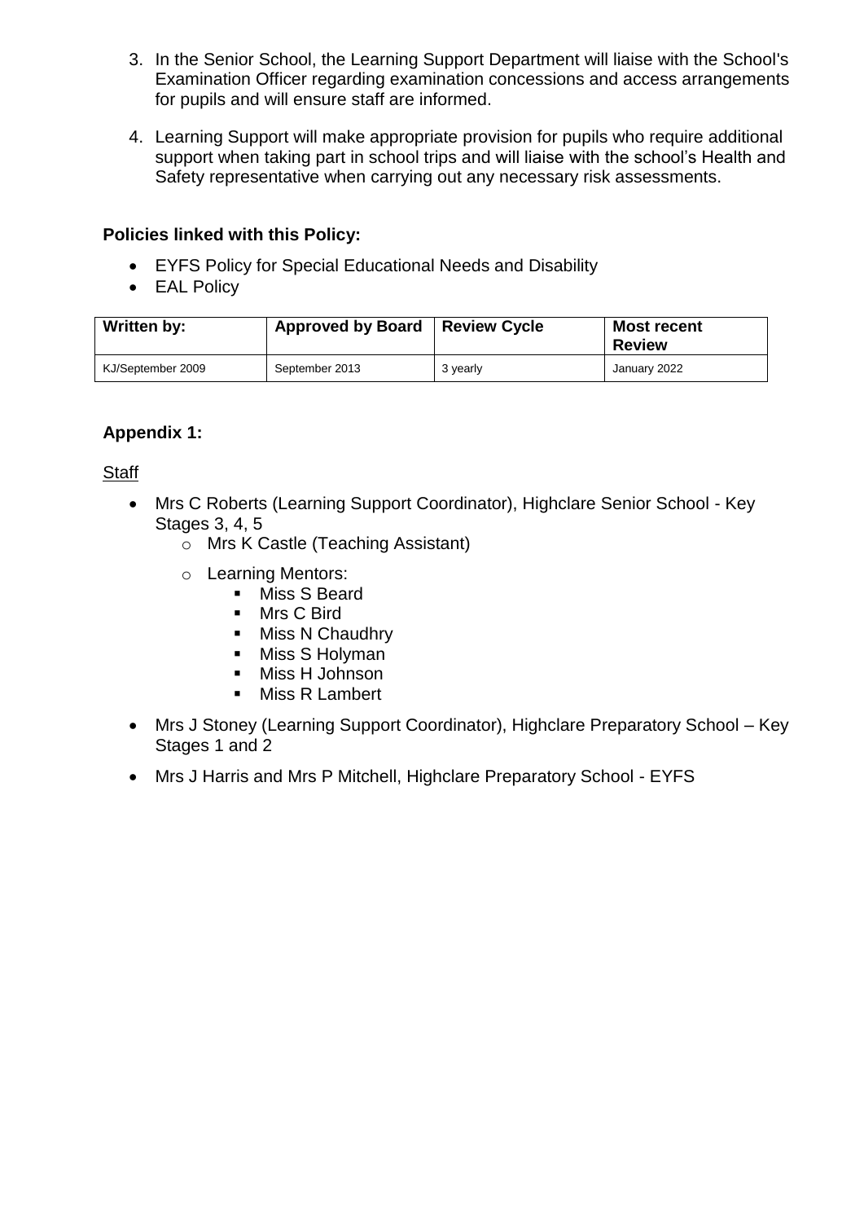3. In the Senior School, the Learning Support Department will liaise with the School's Examination Officer regarding examination concessions and access arrangements for pupils and will ensure staff are informed.

4. Learning Support will make appropriate provision for pupils who require additional support when taking part in school trips and will liaise with the school's Health and Safety representative when carrying out any necessary risk assessments.

**Policies linked with this Policy:**

- EYFS Policy for Special Educational Needs and Disability
- EAL Policy

| Written by: | Approved by Board | Review Cycle | Most recent Review |
|---|---|---|---|
| KJ/September 2009 | September 2013 | 3 yearly | January 2022 |

**Appendix 1:**

Staff

- Mrs C Roberts (Learning Support Coordinator), Highclare Senior School - Key Stages 3, 4, 5
  - Mrs K Castle (Teaching Assistant)
  - Learning Mentors:
    - Miss S Beard
    - Mrs C Bird
    - Miss N Chaudhry
    - Miss S Holyman
    - Miss H Johnson
    - Miss R Lambert
- Mrs J Stoney (Learning Support Coordinator), Highclare Preparatory School – Key Stages 1 and 2
- Mrs J Harris and Mrs P Mitchell, Highclare Preparatory School - EYFS